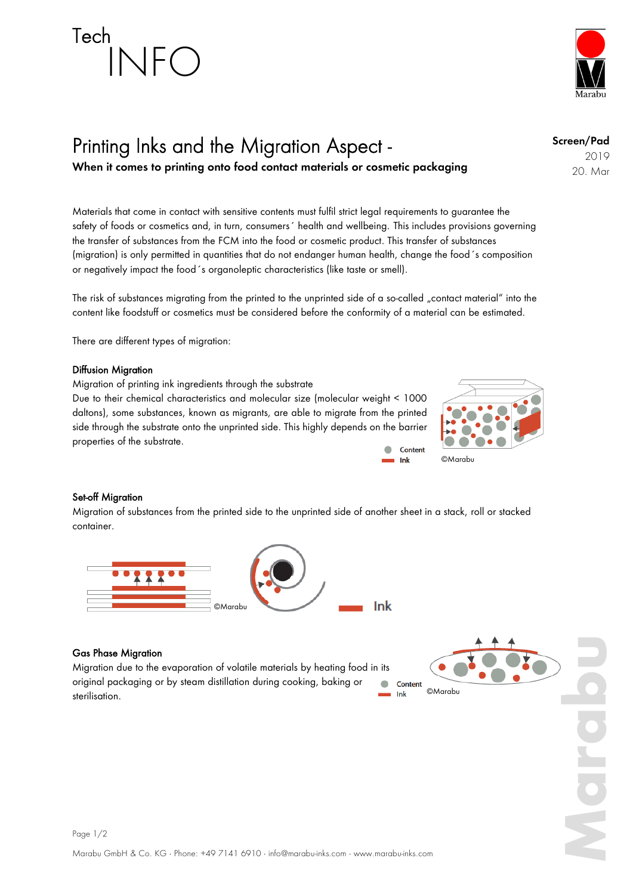Tech INFO

# Printing Inks and the Migration Aspect -

**When it comes to printing onto food contact materials or cosmetic packaging**

**Screen/Pad**
2019
20. Mar

Materials that come in contact with sensitive contents must fulfil strict legal requirements to guarantee the safety of foods or cosmetics and, in turn, consumers´ health and wellbeing. This includes provisions governing the transfer of substances from the FCM into the food or cosmetic product. This transfer of substances (migration) is only permitted in quantities that do not endanger human health, change the food´s composition or negatively impact the food´s organoleptic characteristics (like taste or smell).

The risk of substances migrating from the printed to the unprinted side of a so-called „contact material" into the content like foodstuff or cosmetics must be considered before the conformity of a material can be estimated.

There are different types of migration:

## Diffusion Migration

Migration of printing ink ingredients through the substrate

Due to their chemical characteristics and molecular size (molecular weight < 1000 daltons), some substances, known as migrants, are able to migrate from the printed side through the substrate onto the unprinted side. This highly depends on the barrier properties of the substrate.

## Set-off Migration

Migration of substances from the printed side to the unprinted side of another sheet in a stack, roll or stacked container.

## Gas Phase Migration

Migration due to the evaporation of volatile materials by heating food in its original packaging or by steam distillation during cooking, baking or sterilisation.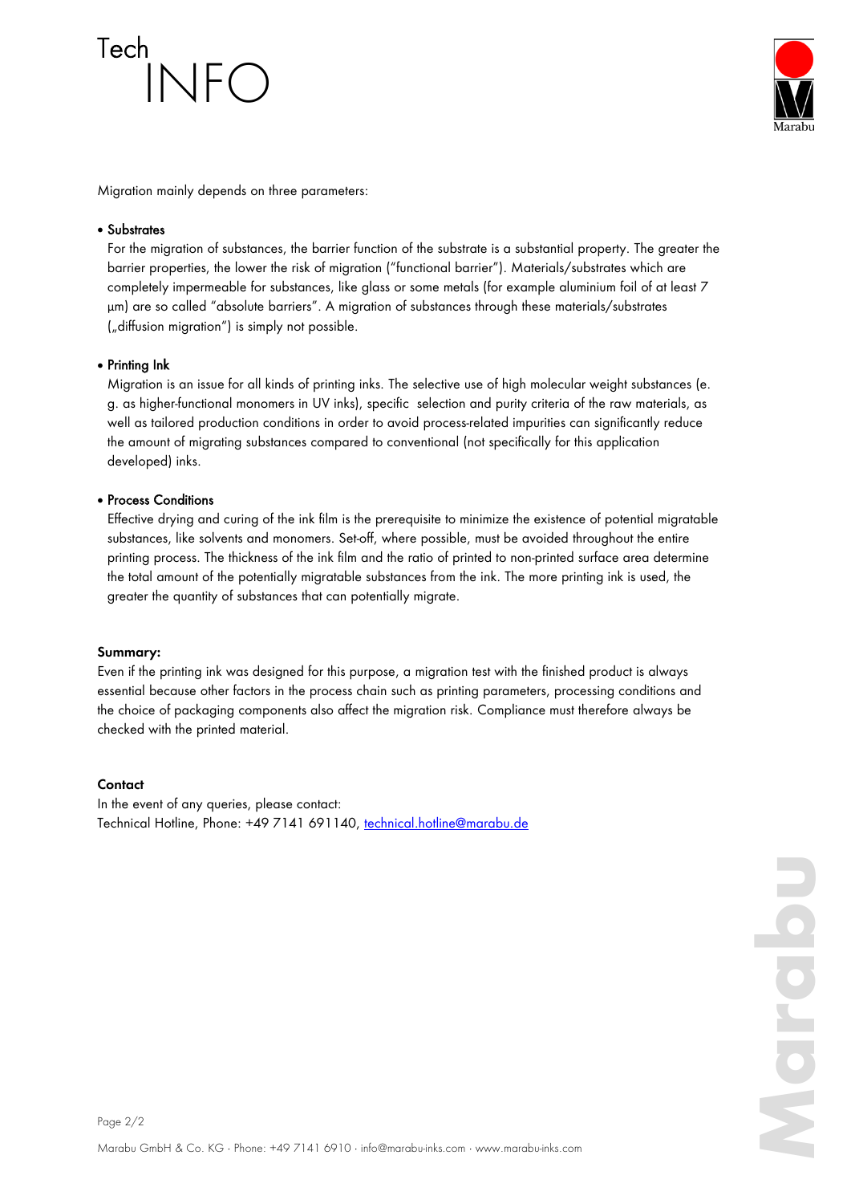Migration mainly depends on three parameters:

- **Substrates**
  For the migration of substances, the barrier function of the substrate is a substantial property. The greater the barrier properties, the lower the risk of migration ("functional barrier"). Materials/substrates which are completely impermeable for substances, like glass or some metals (for example aluminium foil of at least 7 µm) are so called "absolute barriers". A migration of substances through these materials/substrates („diffusion migration") is simply not possible.

- **Printing Ink**
  Migration is an issue for all kinds of printing inks. The selective use of high molecular weight substances (e. g. as higher-functional monomers in UV inks), specific selection and purity criteria of the raw materials, as well as tailored production conditions in order to avoid process-related impurities can significantly reduce the amount of migrating substances compared to conventional (not specifically for this application developed) inks.

- **Process Conditions**
  Effective drying and curing of the ink film is the prerequisite to minimize the existence of potential migratable substances, like solvents and monomers. Set-off, where possible, must be avoided throughout the entire printing process. The thickness of the ink film and the ratio of printed to non-printed surface area determine the total amount of the potentially migratable substances from the ink. The more printing ink is used, the greater the quantity of substances that can potentially migrate.

**Summary:**

Even if the printing ink was designed for this purpose, a migration test with the finished product is always essential because other factors in the process chain such as printing parameters, processing conditions and the choice of packaging components also affect the migration risk. Compliance must therefore always be checked with the printed material.

**Contact**

In the event of any queries, please contact:
Technical Hotline, Phone: +49 7141 691140, technical.hotline@marabu.de